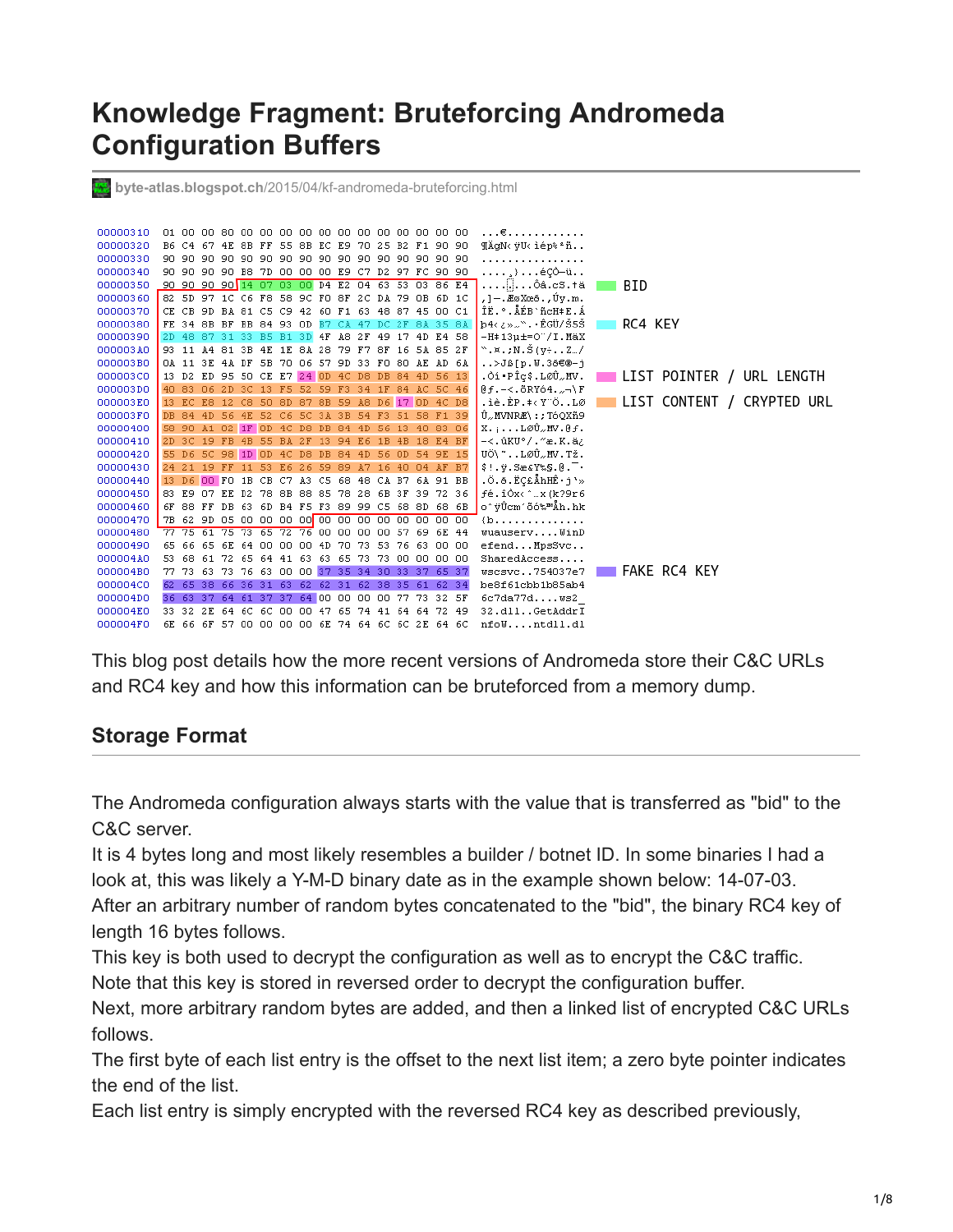# Knowledge Fragment: Bruteforcing Andromeda Configuration Buffers

byte-atlas.blogspot.ch/2015/04/kf-andromeda-bruteforcing.html

```
00000310  01 00 00 80 00 00 00 00 00 00 00 00 00 00 00 00  ...€............
00000320  B6 C4 67 4E 8B FF 55 8B EC E9 70 25 B2 F1 90 90  ¶ÄgN‹ÿU‹ìép%²ñ..
00000330  90 90 90 90 90 90 90 90 90 90 90 90 90 90 90 90  ................
00000340  90 90 90 90 B8 7D 00 00 00 E9 C7 D2 97 FC 90 90  ....¸}...éÇÒ—ü..
00000350  90 90 90 90 14 07 03 00 D4 E2 04 63 53 03 86 E4  ........Ôâ.cS.†ä
00000360  82 5D 97 1C C6 F8 58 9C F0 8F 2C DA 79 0B 6D 1C  ‚]—.ÆøXœð.,Úy.m.
00000370  CE CB 9D BA 81 C5 C9 42 60 F1 63 48 87 45 00 C1  ÎË.º.ÅÉB`ñcH‡E.Á
00000380  FE 34 8B BF BB 84 93 0D B7 CA 47 DC 2F 8A 35 8A  þ4‹¿»„".·ÊGÜ/Š5Š
00000390  2D 48 87 31 33 B5 B1 3D 4F A8 2F 49 17 4D E4 58  -H‡13µ±=O¨/I.MäX
000003A0  93 11 A4 81 3B 4E 1E 8A 28 79 F7 8F 16 5A 85 2F  ".¤.;N.Š(y÷..Z…/
000003B0  0A 11 3E 4A DF 5B 70 06 57 9D 33 F0 80 AE AD 6A  ..>Jß[p.W.3ð€®.j
000003C0  13 D2 ED 95 50 CE E7 24 0D 4C D8 DB 84 4D 56 13  .Òí•PÎç$.LØÛ„MV.
000003D0  40 83 06 2D 3C 13 F5 52 59 F3 34 1F 84 AC 5C 46  @ƒ.-<.õRYó4.„¬\F
000003E0  13 EC E8 12 C8 50 8D 87 8B 59 A8 D6 17 0D 4C D8  .ìè.ÈP.‡‹Y¨Ö..LØ
000003F0  DB 84 4D 56 4E 52 C6 5C 3A 3B 54 F3 51 58 F1 39  Û„MVNRÆ\:;TóQXñ9
00000400  58 90 A1 02 1F 0D 4C D8 DB 84 4D 56 13 40 83 06  X.¡...LØÛ„MV.@ƒ.
00000410  2D 3C 19 FB 4B 55 BA 2F 13 94 E6 1B 4B 18 E4 BF  -<.ûKUº/."æ.K.ä¿
00000420  55 D6 5C 98 1D 0D 4C D8 DB 84 4D 56 0D 54 9E 15  UÖ\˜..LØÛ„MV.Tž.
00000430  24 21 19 FF 11 53 E6 26 59 89 A7 16 40 04 AF B7  $!.ÿ.Sæ&Y‰§.@.¯·
00000440  13 D6 00 F0 1B CB C7 A3 C5 68 48 CA B7 6A 91 BB  .Ö.ð.ËÇ£ÅhHÊ·j'»
00000450  83 E9 07 EE D2 78 8B 88 85 78 28 6B 3F 39 72 36  ƒé.îÒx‹ˆ…x(k?9r6
00000460  6F 88 FF DB 63 6D B4 F5 F3 89 99 C5 68 8D 68 6B  oˆÿÛcm´õó‰™Åh.hk
00000470  7B 62 9D 05 00 00 00 00 00 00 00 00 00 00 00 00  {b..............
00000480  77 75 61 75 73 65 72 76 00 00 00 00 57 69 6E 44  wuauserv....WinD
00000490  65 66 65 6E 64 00 00 00 4D 70 73 53 76 63 00 00  efend...MpsSvc..
000004A0  53 68 61 72 65 64 41 63 63 65 73 73 00 00 00 00  SharedAccess....
000004B0  77 73 63 73 76 63 00 00 37 35 34 30 33 37 65 37  wscsvc..754037e7
000004C0  62 65 38 66 36 31 63 62 62 31 62 38 35 61 62 34  be8f61cbb1b85ab4
000004D0  36 63 37 64 61 37 37 64 00 00 00 00 77 73 32 5F  6c7da77d....ws2_
000004E0  33 32 2E 64 6C 6C 00 00 47 65 74 41 64 64 72 49  32.dll..GetAddrI
000004F0  6E 66 6F 57 00 00 00 00 6E 74 64 6C 6C 2E 64 6C  nfoW....ntdll.dl
```

Legend: BID · RC4 KEY · LIST POINTER / URL LENGTH · LIST CONTENT / CRYPTED URL · FAKE RC4 KEY

This blog post details how the more recent versions of Andromeda store their C&C URLs and RC4 key and how this information can be bruteforced from a memory dump.

## Storage Format

The Andromeda configuration always starts with the value that is transferred as "bid" to the C&C server.
It is 4 bytes long and most likely resembles a builder / botnet ID. In some binaries I had a look at, this was likely a Y-M-D binary date as in the example shown below: 14-07-03.
After an arbitrary number of random bytes concatenated to the "bid", the binary RC4 key of length 16 bytes follows.
This key is both used to decrypt the configuration as well as to encrypt the C&C traffic.
Note that this key is stored in reversed order to decrypt the configuration buffer.
Next, more arbitrary random bytes are added, and then a linked list of encrypted C&C URLs follows.
The first byte of each list entry is the offset to the next list item; a zero byte pointer indicates the end of the list.
Each list entry is simply encrypted with the reversed RC4 key as described previously,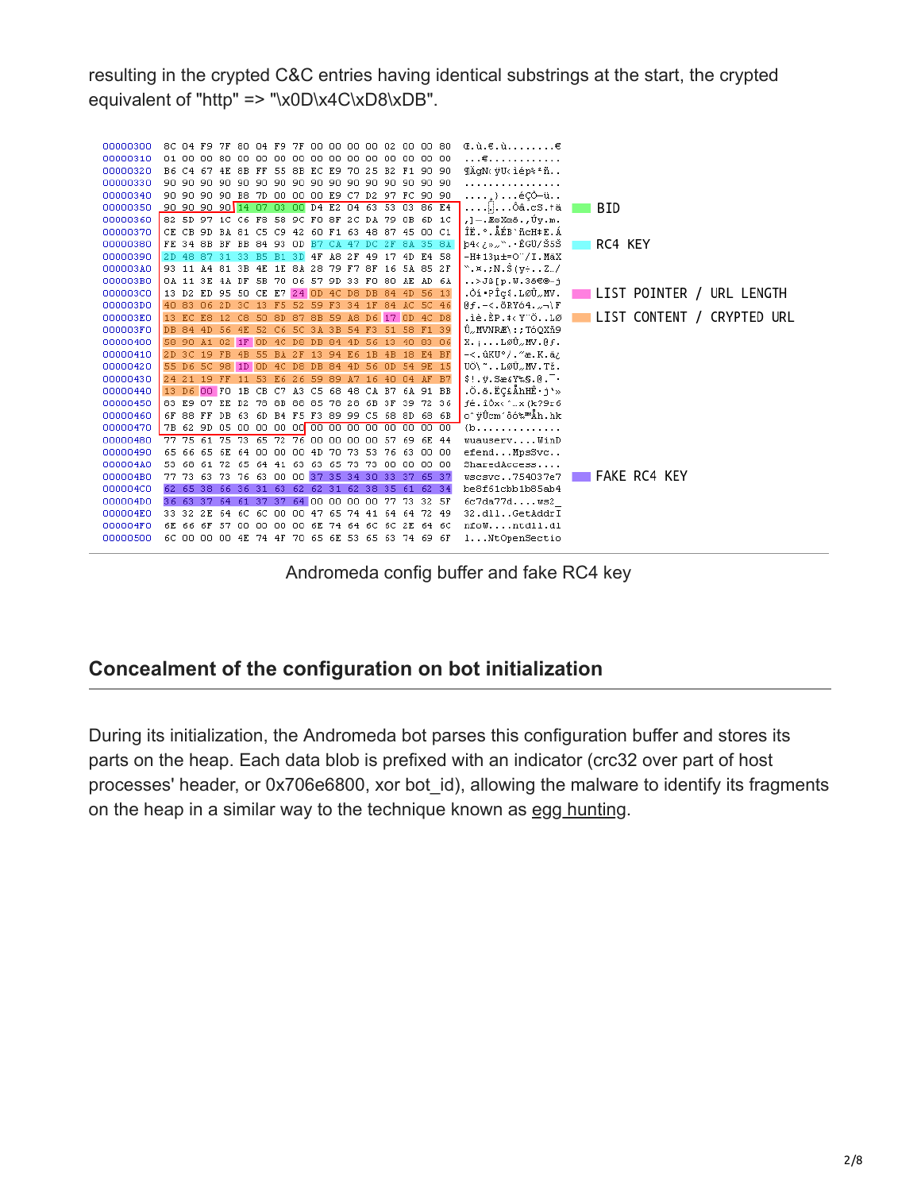resulting in the crypted C&C entries having identical substrings at the start, the crypted equivalent of "http" => "\x0D\x4C\xD8\xDB".

```
00000300  8C 04 F9 7F 80 04 F9 7F 00 00 00 00 02 00 00 80  Œ.ù.€.ù........€
00000310  01 00 00 80 00 00 00 00 00 00 00 00 00 00 00 00  ...€............
00000320  B6 C4 67 4E 8B FF 55 8B EC E9 70 25 B2 F1 90 90  ¶ÄgN‹ÿU‹ìép%²ñ..
00000330  90 90 90 90 90 90 90 90 90 90 90 90 90 90 90 90  ................
00000340  90 90 90 90 B8 7D 00 00 00 E9 C7 D2 97 FC 90 90  ....¸}...éÇÒ—ü..
00000350  90 90 90 90 14 07 03 00 D4 E2 04 63 53 03 86 E4  ........Ôâ.cS.†ä
00000360  82 5D 97 1C C6 F8 58 9C F0 8F 2C DA 79 0B 6D 1C  ‚]—.ÆøXœð.,Úy.m.
00000370  CE CB 9D BA 81 C5 C9 42 60 F1 63 48 87 45 00 C1  ÎË.º.ÅÉB`ñcH‡E.Á
00000380  FE 34 8B BF BB 84 93 0D B7 CA 47 DC 2F 8A 35 8A  þ4‹¿»„“.·ÊGÜ/Š5Š
00000390  2D 48 87 31 33 B5 B1 3D 4F A8 2F 49 17 4D E4 58  -H‡13µ±=O¨/I.MäX
000003A0  93 11 A4 81 3B 4E 1E 8A 28 79 F7 8F 16 5A 85 2F  “.¤.;N.Š(y÷..Z…/
000003B0  0A 11 3E 4A DF 5B 70 06 57 9D 33 F0 80 AE AD 6A  ..>Jß[p.W.3ð€®.j
000003C0  13 D2 ED 95 50 CE E7 24 0D 4C D8 DB 84 4D 56 13  .Òí•PÎç$.LØÛ„MV.
000003D0  40 83 06 2D 3C 13 F5 52 59 F3 34 1F 84 AC 5C 46  @ƒ.-<.õRYó4.„¬\F
000003E0  13 EC E8 12 C8 50 8D 87 8B 59 A8 D6 17 0D 4C D8  .ìè.ÈP.‡‹Y¨Ö..LØ
000003F0  DB 84 4D 56 4E 52 C6 5C 3A 3B 54 F3 51 58 F1 39  Û„MVNRÆ\:;TóQXñ9
00000400  58 90 A1 02 1F 0D 4C D8 DB 84 4D 56 13 40 83 06  X.¡...LØÛ„MV.@ƒ.
00000410  2D 3C 19 FB 4B 55 BA 2F 13 94 E6 1B 4B 18 E4 BF  -<.ûKUº/.”æ.K.ä¿
00000420  55 D6 5C 98 1D 0D 4C D8 DB 84 4D 56 0D 54 9E 15  UÖ\˜..LØÛ„MV.Tž.
00000430  24 21 19 FF 11 53 E6 26 59 89 A7 16 40 04 AF B7  $!.ÿ.Sæ&Y‰§.@.¯·
00000440  13 D6 00 F0 1B CB C7 A3 C5 68 48 CA B7 6A 91 BB  .Ö.ð.ËÇ£ÅhHÊ·j‘»
00000450  03 E9 07 EE D2 78 0B 08 85 70 20 6D 3F 39 72 36  .é.îÒx..…p m?9r6
00000460  6F 88 FF DB 63 6D B4 F5 F3 89 99 C5 68 8D 68 6B  oˆÿÛcm´õó‰™Åh.hk
00000470  7B 62 9D 05 00 00 00 00 00 00 00 00 00 00 00 00  {b..............
00000480  77 75 61 75 73 65 72 76 00 00 00 00 57 69 6E 44  wuauserv....WinD
00000490  65 66 65 6E 64 00 00 00 4D 70 73 53 76 63 00 00  efend...MpsSvc..
000004A0  53 68 61 72 65 64 41 63 63 65 73 73 00 00 00 00  SharedAccess....
000004B0  77 73 63 73 76 63 00 00 37 35 34 30 33 37 65 37  wscsvc..754037e7
000004C0  62 65 38 66 36 31 63 62 62 31 62 38 35 61 62 34  be8f61cbb1b85ab4
000004D0  36 63 37 64 61 37 37 64 00 00 00 00 77 73 32 5F  6c7da77d....ws2_
000004E0  33 32 2E 64 6C 6C 00 00 47 65 74 41 64 64 72 49  32.dll..GetAddrI
000004F0  6E 66 6F 57 00 00 00 00 6E 74 64 6C 6C 2E 64 6C  nfoW....ntdll.dl
00000500  6C 00 00 00 4E 74 4F 70 65 6E 53 65 63 74 69 6F  l...NtOpenSectio
```

BID

RC4 KEY

LIST POINTER / URL LENGTH

LIST CONTENT / CRYPTED URL

FAKE RC4 KEY

Andromeda config buffer and fake RC4 key

## Concealment of the configuration on bot initialization

During its initialization, the Andromeda bot parses this configuration buffer and stores its parts on the heap. Each data blob is prefixed with an indicator (crc32 over part of host processes' header, or 0x706e6800, xor bot_id), allowing the malware to identify its fragments on the heap in a similar way to the technique known as egg hunting.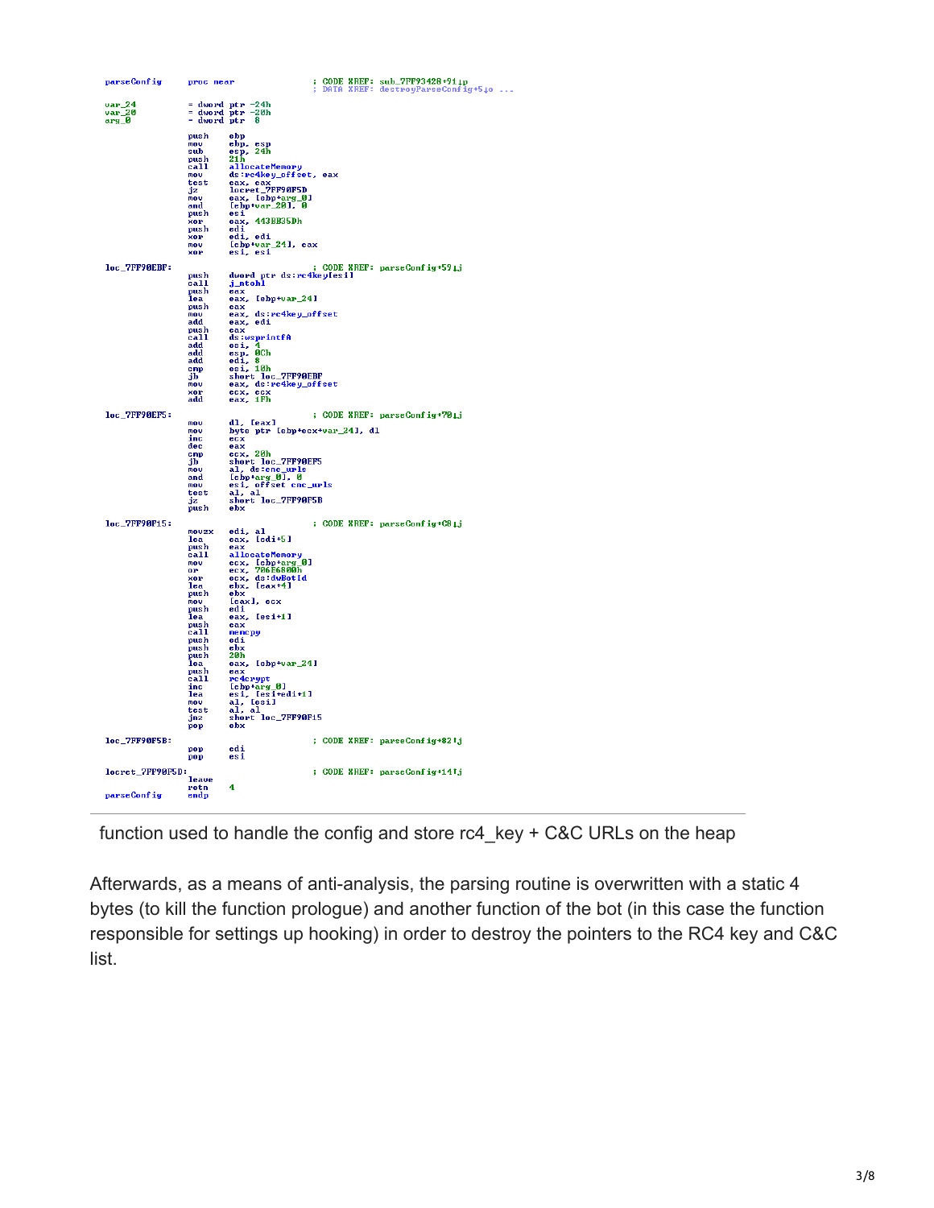```
parseConfig     proc near               ; CODE XREF: sub_7FF93428+91↓p
                                        ; DATA XREF: destroyParseConfig+5↓o ...

var_24          = dword ptr -24h
var_20          = dword ptr -20h
arg_0           = dword ptr  8

                push    ebp
                mov     ebp, esp
                sub     esp, 24h
                push    21h
                call    allocateMemory
                mov     ds:rc4key_offset, eax
                test    eax, eax
                jz      locret_7FF90F5D
                mov     eax, [ebp+arg_0]
                and     [ebp+var_20], 0
                push    esi
                xor     eax, 443BB35Dh
                push    edi
                xor     edi, edi
                mov     [ebp+var_24], eax
                xor     esi, esi

loc_7FF90EBF:                           ; CODE XREF: parseConfig+59↓j
                push    dword ptr ds:rc4key[esi]
                call    j_ntohl
                push    eax
                lea     eax, [ebp+var_24]
                push    eax
                mov     eax, ds:rc4key_offset
                add     eax, edi
                push    eax
                call    ds:wsprintfA
                add     esi, 4
                add     esp, 0Ch
                add     edi, 8
                cmp     esi, 10h
                jb      short loc_7FF90EBF
                mov     eax, ds:rc4key_offset
                xor     ecx, ecx
                add     eax, 1Fh

loc_7FF90EF5:                           ; CODE XREF: parseConfig+70↓j
                mov     dl, [eax]
                mov     byte ptr [ebp+ecx+var_24], dl
                inc     ecx
                dec     eax
                cmp     ecx, 20h
                jb      short loc_7FF90EF5
                mov     al, ds:cnc_urls
                and     [ebp+arg_0], 0
                mov     esi, offset cnc_urls
                test    al, al
                jz      short loc_7FF90F5B
                push    ebx

loc_7FF90F15:                           ; CODE XREF: parseConfig+C8↓j
                movzx   edi, al
                lea     eax, [edi+5]
                push    eax
                call    allocateMemory
                mov     ecx, [ebp+arg_0]
                or      ecx, 706E6800h
                xor     ecx, ds:dwBotId
                lea     ebx, [eax+4]
                push    ebx
                mov     [eax], ecx
                push    edi
                lea     eax, [esi+1]
                push    eax
                call    memcpy
                push    edi
                push    ebx
                push    20h
                lea     eax, [ebp+var_24]
                push    eax
                call    rc4crypt
                inc     [ebp+arg_0]
                lea     esi, [esi+edi+1]
                mov     al, [esi]
                test    al, al
                jnz     short loc_7FF90F15
                pop     ebx

loc_7FF90F5B:                           ; CODE XREF: parseConfig+82↑j
                pop     edi
                pop     esi

locret_7FF90F5D:                        ; CODE XREF: parseConfig+14↑j
                leave
                retn    4
parseConfig     endp
```

function used to handle the config and store rc4_key + C&C URLs on the heap

Afterwards, as a means of anti-analysis, the parsing routine is overwritten with a static 4 bytes (to kill the function prologue) and another function of the bot (in this case the function responsible for settings up hooking) in order to destroy the pointers to the RC4 key and C&C list.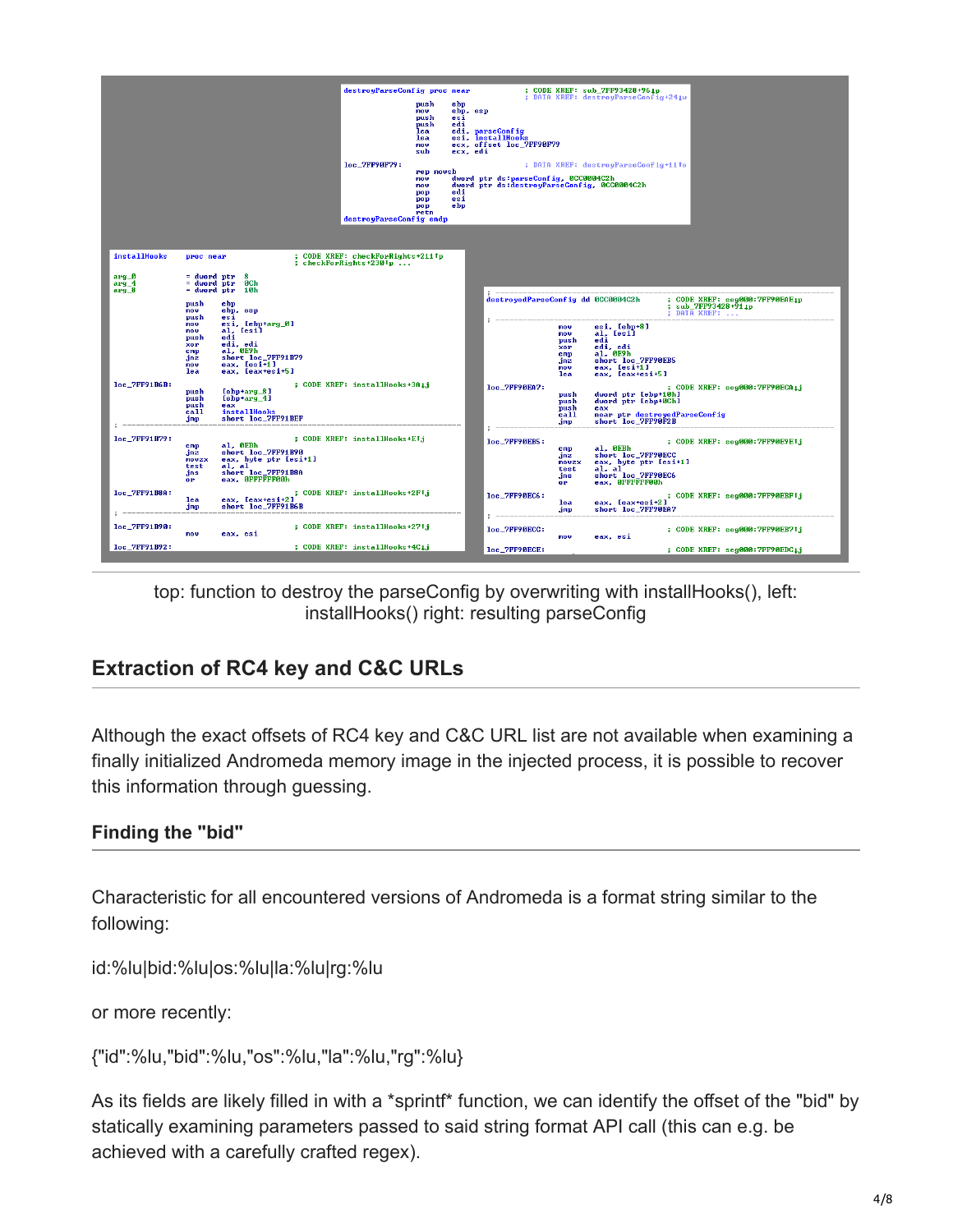top: function to destroy the parseConfig by overwriting with installHooks(), left: installHooks() right: resulting parseConfig

## Extraction of RC4 key and C&C URLs

Although the exact offsets of RC4 key and C&C URL list are not available when examining a finally initialized Andromeda memory image in the injected process, it is possible to recover this information through guessing.

### Finding the "bid"

Characteristic for all encountered versions of Andromeda is a format string similar to the following:

id:%lu|bid:%lu|os:%lu|la:%lu|rg:%lu

or more recently:

{"id":%lu,"bid":%lu,"os":%lu,"la":%lu,"rg":%lu}

As its fields are likely filled in with a *sprintf* function, we can identify the offset of the "bid" by statically examining parameters passed to said string format API call (this can e.g. be achieved with a carefully crafted regex).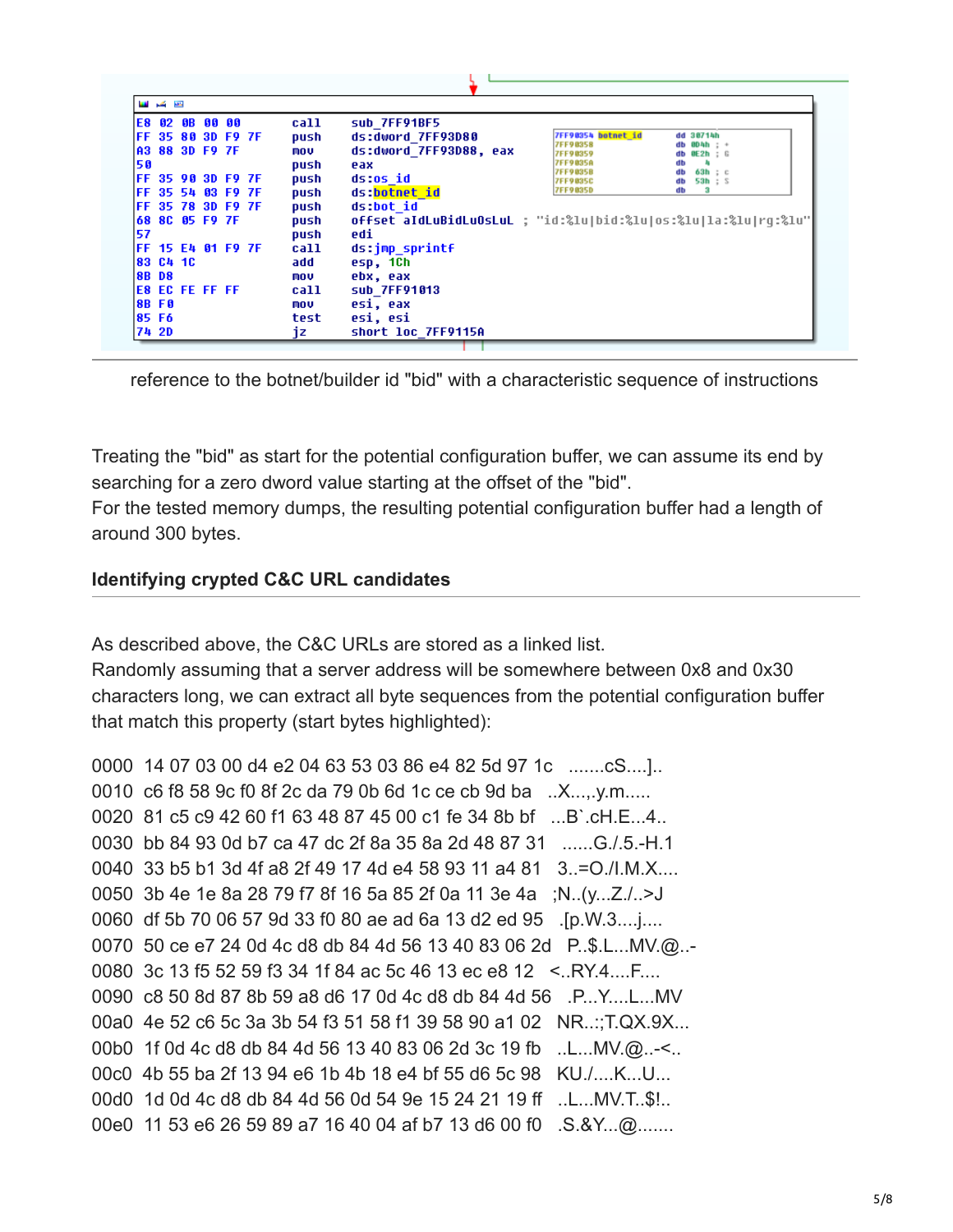```
E8 02 0B 00 00        call    sub_7FF91BF5
FF 35 80 3D F9 7F     push    ds:dword_7FF93D80
A3 88 3D F9 7F        mov     ds:dword_7FF93D88, eax
50                    push    eax
FF 35 90 3D F9 7F     push    ds:os_id
FF 35 54 03 F9 7F     push    ds:botnet_id
FF 35 78 3D F9 7F     push    ds:bot_id
68 8C 05 F9 7F        push    offset aIdLuBidLuOsLuL ; "id:%lu|bid:%lu|os:%lu|la:%lu|rg:%lu"
57                    push    edi
FF 15 E4 01 F9 7F     call    ds:jmp_sprintf
83 C4 1C              add     esp, 1Ch
8B D8                 mov     ebx, eax
E8 EC FE FF FF        call    sub_7FF91013
8B F0                 mov     esi, eax
85 F6                 test    esi, esi
74 2D                 jz      short loc_7FF9115A

7FF90354 botnet_id    dd 30714h
7FF90358              db 0D4h ; +
7FF90359              db 0E2h ; G
7FF9035A              db    4
7FF9035B              db  63h ; c
7FF9035C              db  53h ; S
7FF9035D              db    3
```

reference to the botnet/builder id "bid" with a characteristic sequence of instructions

Treating the "bid" as start for the potential configuration buffer, we can assume its end by searching for a zero dword value starting at the offset of the "bid".
For the tested memory dumps, the resulting potential configuration buffer had a length of around 300 bytes.

### Identifying crypted C&C URL candidates

As described above, the C&C URLs are stored as a linked list.
Randomly assuming that a server address will be somewhere between 0x8 and 0x30 characters long, we can extract all byte sequences from the potential configuration buffer that match this property (start bytes highlighted):

```
0000  14 07 03 00 d4 e2 04 63 53 03 86 e4 82 5d 97 1c   .......cS....]..
0010  c6 f8 58 9c f0 8f 2c da 79 0b 6d 1c ce cb 9d ba   ..X...,.y.m.....
0020  81 c5 c9 42 60 f1 63 48 87 45 00 c1 fe 34 8b bf   ...B`.cH.E...4..
0030  bb 84 93 0d b7 ca 47 dc 2f 8a 35 8a 2d 48 87 31   ......G./.5.-H.1
0040  33 b5 b1 3d 4f a8 2f 49 17 4d e4 58 93 11 a4 81   3..=O./I.M.X....
0050  3b 4e 1e 8a 28 79 f7 8f 16 5a 85 2f 0a 11 3e 4a   ;N..(y...Z./..>J
0060  df 5b 70 06 57 9d 33 f0 80 ae ad 6a 13 d2 ed 95   .[p.W.3....j....
0070  50 ce e7 24 0d 4c d8 db 84 4d 56 13 40 83 06 2d   P..$.L...MV.@..-
0080  3c 13 f5 52 59 f3 34 1f 84 ac 5c 46 13 ec e8 12   <..RY.4....F....
0090  c8 50 8d 87 8b 59 a8 d6 17 0d 4c d8 db 84 4d 56   .P...Y....L...MV
00a0  4e 52 c6 5c 3a 3b 54 f3 51 58 f1 39 58 90 a1 02   NR..:;T.QX.9X...
00b0  1f 0d 4c d8 db 84 4d 56 13 40 83 06 2d 3c 19 fb   ..L...MV.@..-<..
00c0  4b 55 ba 2f 13 94 e6 1b 4b 18 e4 bf 55 d6 5c 98   KU./....K...U...
00d0  1d 0d 4c d8 db 84 4d 56 0d 54 9e 15 24 21 19 ff   ..L...MV.T..$!..
00e0  11 53 e6 26 59 89 a7 16 40 04 af b7 13 d6 00 f0   .S.&Y...@.......
```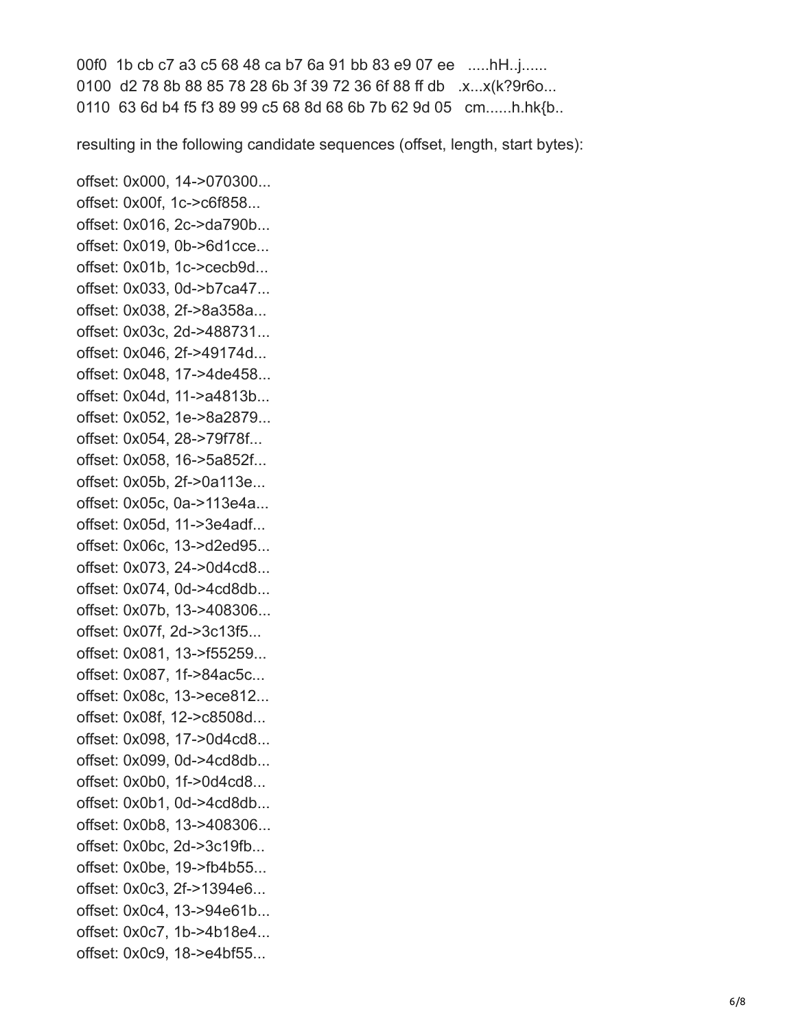```
00f0  1b cb c7 a3 c5 68 48 ca b7 6a 91 bb 83 e9 07 ee   .....hH..j......
0100  d2 78 8b 88 85 78 28 6b 3f 39 72 36 6f 88 ff db   .x...x(k?9r6o...
0110  63 6d b4 f5 f3 89 99 c5 68 8d 68 6b 7b 62 9d 05   cm......h.hk{b..
```

resulting in the following candidate sequences (offset, length, start bytes):

```
offset: 0x000, 14->070300...
offset: 0x00f, 1c->c6f858...
offset: 0x016, 2c->da790b...
offset: 0x019, 0b->6d1cce...
offset: 0x01b, 1c->cecb9d...
offset: 0x033, 0d->b7ca47...
offset: 0x038, 2f->8a358a...
offset: 0x03c, 2d->488731...
offset: 0x046, 2f->49174d...
offset: 0x048, 17->4de458...
offset: 0x04d, 11->a4813b...
offset: 0x052, 1e->8a2879...
offset: 0x054, 28->79f78f...
offset: 0x058, 16->5a852f...
offset: 0x05b, 2f->0a113e...
offset: 0x05c, 0a->113e4a...
offset: 0x05d, 11->3e4adf...
offset: 0x06c, 13->d2ed95...
offset: 0x073, 24->0d4cd8...
offset: 0x074, 0d->4cd8db...
offset: 0x07b, 13->408306...
offset: 0x07f, 2d->3c13f5...
offset: 0x081, 13->f55259...
offset: 0x087, 1f->84ac5c...
offset: 0x08c, 13->ece812...
offset: 0x08f, 12->c8508d...
offset: 0x098, 17->0d4cd8...
offset: 0x099, 0d->4cd8db...
offset: 0x0b0, 1f->0d4cd8...
offset: 0x0b1, 0d->4cd8db...
offset: 0x0b8, 13->408306...
offset: 0x0bc, 2d->3c19fb...
offset: 0x0be, 19->fb4b55...
offset: 0x0c3, 2f->1394e6...
offset: 0x0c4, 13->94e61b...
offset: 0x0c7, 1b->4b18e4...
offset: 0x0c9, 18->e4bf55...
```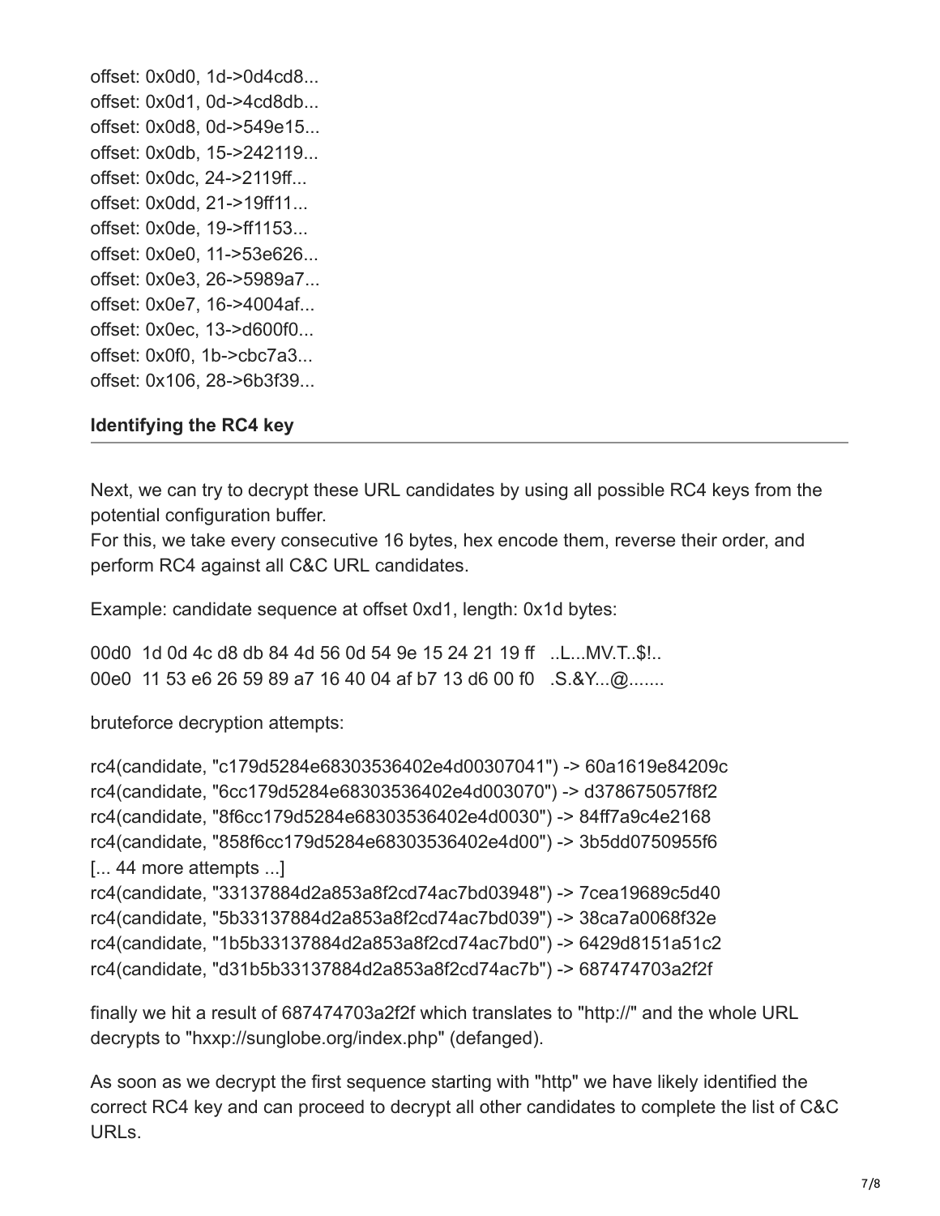```
offset: 0x0d0, 1d->0d4cd8...
offset: 0x0d1, 0d->4cd8db...
offset: 0x0d8, 0d->549e15...
offset: 0x0db, 15->242119...
offset: 0x0dc, 24->2119ff...
offset: 0x0dd, 21->19ff11...
offset: 0x0de, 19->ff1153...
offset: 0x0e0, 11->53e626...
offset: 0x0e3, 26->5989a7...
offset: 0x0e7, 16->4004af...
offset: 0x0ec, 13->d600f0...
offset: 0x0f0, 1b->cbc7a3...
offset: 0x106, 28->6b3f39...
```

### Identifying the RC4 key

Next, we can try to decrypt these URL candidates by using all possible RC4 keys from the potential configuration buffer.
For this, we take every consecutive 16 bytes, hex encode them, reverse their order, and perform RC4 against all C&C URL candidates.

Example: candidate sequence at offset 0xd1, length: 0x1d bytes:

```
00d0  1d 0d 4c d8 db 84 4d 56 0d 54 9e 15 24 21 19 ff   ..L...MV.T..$!..
00e0  11 53 e6 26 59 89 a7 16 40 04 af b7 13 d6 00 f0   .S.&Y...@.......
```

bruteforce decryption attempts:

```
rc4(candidate, "c179d5284e68303536402e4d00307041") -> 60a1619e84209c
rc4(candidate, "6cc179d5284e68303536402e4d003070") -> d378675057f8f2
rc4(candidate, "8f6cc179d5284e68303536402e4d0030") -> 84ff7a9c4e2168
rc4(candidate, "858f6cc179d5284e68303536402e4d00") -> 3b5dd0750955f6
[... 44 more attempts ...]
rc4(candidate, "33137884d2a853a8f2cd74ac7bd03948") -> 7cea19689c5d40
rc4(candidate, "5b33137884d2a853a8f2cd74ac7bd039") -> 38ca7a0068f32e
rc4(candidate, "1b5b33137884d2a853a8f2cd74ac7bd0") -> 6429d8151a51c2
rc4(candidate, "d31b5b33137884d2a853a8f2cd74ac7b") -> 687474703a2f2f
```

finally we hit a result of 687474703a2f2f which translates to "http://" and the whole URL decrypts to "hxxp://sunglobe.org/index.php" (defanged).

As soon as we decrypt the first sequence starting with "http" we have likely identified the correct RC4 key and can proceed to decrypt all other candidates to complete the list of C&C URLs.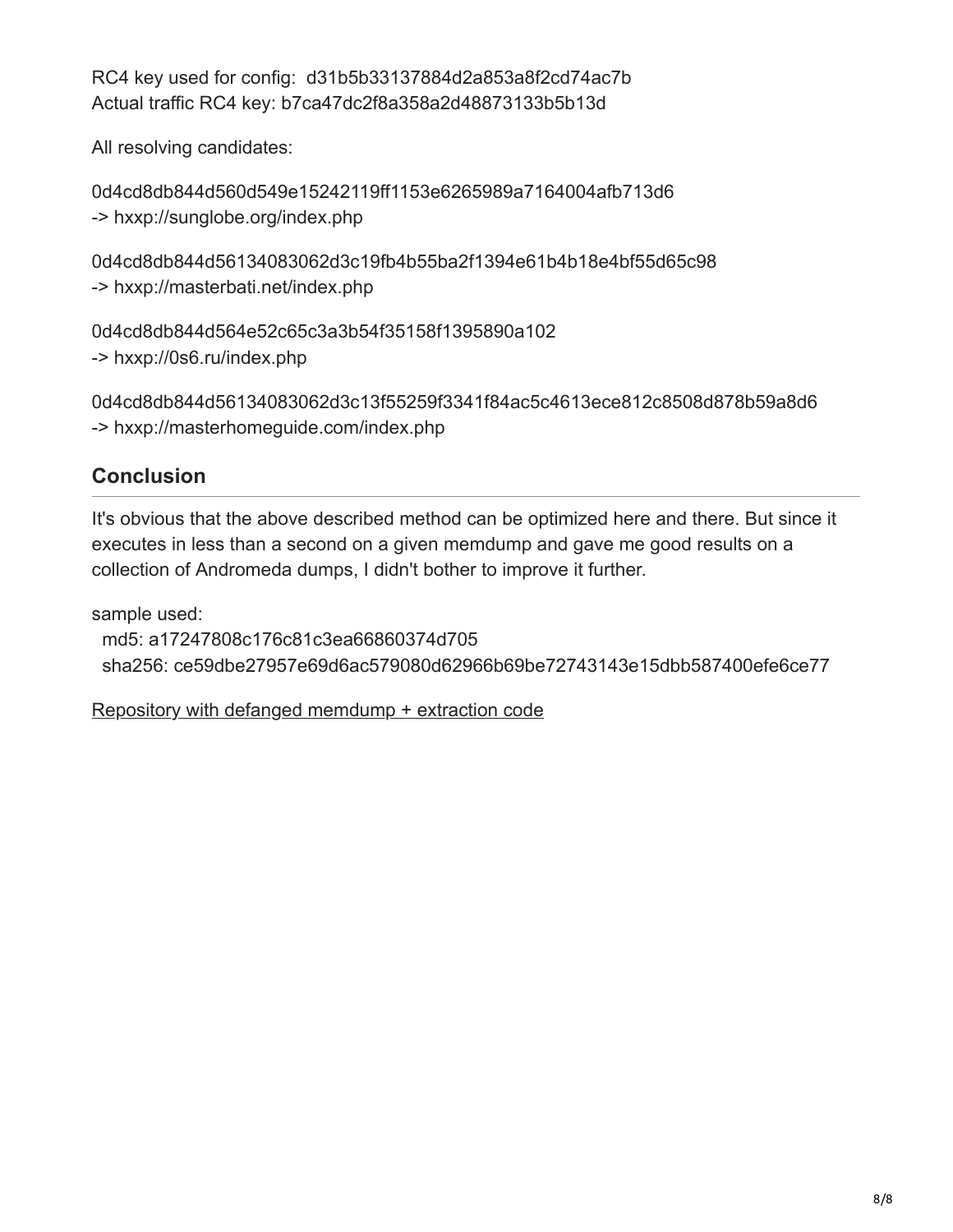RC4 key used for config: d31b5b33137884d2a853a8f2cd74ac7b
Actual traffic RC4 key: b7ca47dc2f8a358a2d48873133b5b13d

All resolving candidates:

0d4cd8db844d560d549e15242119ff1153e6265989a7164004afb713d6
-> hxxp://sunglobe.org/index.php

0d4cd8db844d56134083062d3c19fb4b55ba2f1394e61b4b18e4bf55d65c98
-> hxxp://masterbati.net/index.php

0d4cd8db844d564e52c65c3a3b54f35158f1395890a102
-> hxxp://0s6.ru/index.php

0d4cd8db844d56134083062d3c13f55259f3341f84ac5c4613ece812c8508d878b59a8d6
-> hxxp://masterhomeguide.com/index.php

## Conclusion

It's obvious that the above described method can be optimized here and there. But since it executes in less than a second on a given memdump and gave me good results on a collection of Andromeda dumps, I didn't bother to improve it further.

sample used:
md5: a17247808c176c81c3ea66860374d705
sha256: ce59dbe27957e69d6ac579080d62966b69be72743143e15dbb587400efe6ce77

Repository with defanged memdump + extraction code